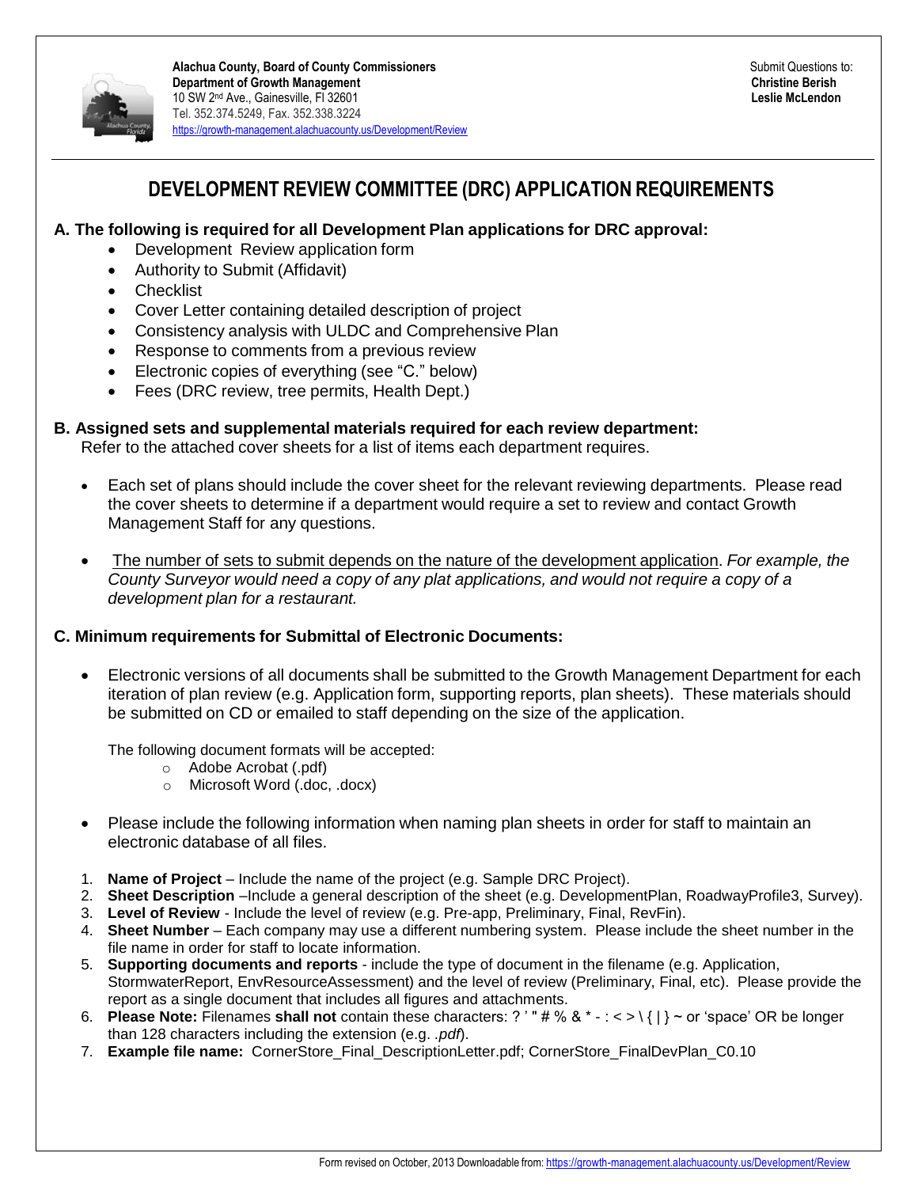**Alachua County, Board of County Commissioners**
**Department of Growth Management**
10 SW 2nd Ave., Gainesville, Fl 32601
Tel. 352.374.5249, Fax. 352.338.3224
https://growth-management.alachuacounty.us/Development/Review

Submit Questions to:
**Christine Berish**
**Leslie McLendon**

# DEVELOPMENT REVIEW COMMITTEE (DRC) APPLICATION REQUIREMENTS

## A. The following is required for all Development Plan applications for DRC approval:

- Development Review application form
- Authority to Submit (Affidavit)
- Checklist
- Cover Letter containing detailed description of project
- Consistency analysis with ULDC and Comprehensive Plan
- Response to comments from a previous review
- Electronic copies of everything (see "C." below)
- Fees (DRC review, tree permits, Health Dept.)

## B. Assigned sets and supplemental materials required for each review department:

Refer to the attached cover sheets for a list of items each department requires.

- Each set of plans should include the cover sheet for the relevant reviewing departments. Please read the cover sheets to determine if a department would require a set to review and contact Growth Management Staff for any questions.
- The number of sets to submit depends on the nature of the development application. *For example, the County Surveyor would need a copy of any plat applications, and would not require a copy of a development plan for a restaurant.*

## C. Minimum requirements for Submittal of Electronic Documents:

- Electronic versions of all documents shall be submitted to the Growth Management Department for each iteration of plan review (e.g. Application form, supporting reports, plan sheets). These materials should be submitted on CD or emailed to staff depending on the size of the application.

  The following document formats will be accepted:
  - Adobe Acrobat (.pdf)
  - Microsoft Word (.doc, .docx)

- Please include the following information when naming plan sheets in order for staff to maintain an electronic database of all files.

1. **Name of Project** – Include the name of the project (e.g. Sample DRC Project).
2. **Sheet Description** –Include a general description of the sheet (e.g. DevelopmentPlan, RoadwayProfile3, Survey).
3. **Level of Review** - Include the level of review (e.g. Pre-app, Preliminary, Final, RevFin).
4. **Sheet Number** – Each company may use a different numbering system. Please include the sheet number in the file name in order for staff to locate information.
5. **Supporting documents and reports** - include the type of document in the filename (e.g. Application, StormwaterReport, EnvResourceAssessment) and the level of review (Preliminary, Final, etc). Please provide the report as a single document that includes all figures and attachments.
6. **Please Note:** Filenames **shall not** contain these characters: ? ' " # % & * - : < > \ { | } ~ or 'space' OR be longer than 128 characters including the extension (e.g. *.pdf*).
7. **Example file name:** CornerStore_Final_DescriptionLetter.pdf; CornerStore_FinalDevPlan_C0.10

Form revised on October, 2013 Downloadable from: https://growth-management.alachuacounty.us/Development/Review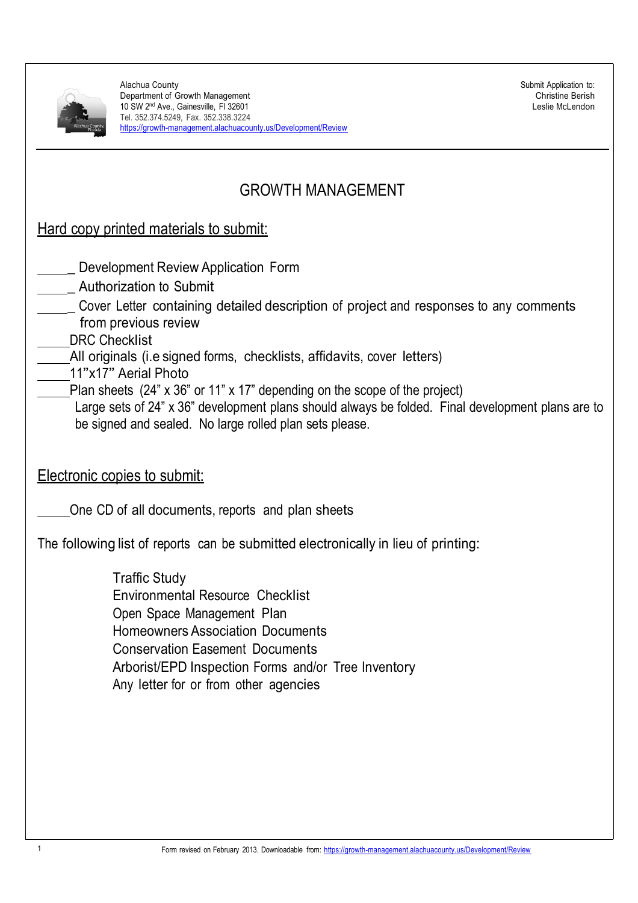Alachua County
Department of Growth Management
10 SW 2nd Ave., Gainesville, Fl 32601
Tel. 352.374.5249, Fax. 352.338.3224
https://growth-management.alachuacounty.us/Development/Review

Submit Application to:
Christine Berish
Leslie McLendon

# GROWTH MANAGEMENT

## Hard copy printed materials to submit:

______ Development Review Application Form
______ Authorization to Submit
______ Cover Letter containing detailed description of project and responses to any comments from previous review
_____DRC Checklist
_____All originals (i.e signed forms, checklists, affidavits, cover letters)
_____11"x17" Aerial Photo
_____Plan sheets (24" x 36" or 11" x 17" depending on the scope of the project)
Large sets of 24" x 36" development plans should always be folded. Final development plans are to be signed and sealed. No large rolled plan sets please.

## Electronic copies to submit:

_____One CD of all documents, reports and plan sheets

The following list of reports can be submitted electronically in lieu of printing:

- Traffic Study
- Environmental Resource Checklist
- Open Space Management Plan
- Homeowners Association Documents
- Conservation Easement Documents
- Arborist/EPD Inspection Forms and/or Tree Inventory
- Any letter for or from other agencies

Form revised on February 2013. Downloadable from: https://growth-management.alachuacounty.us/Development/Review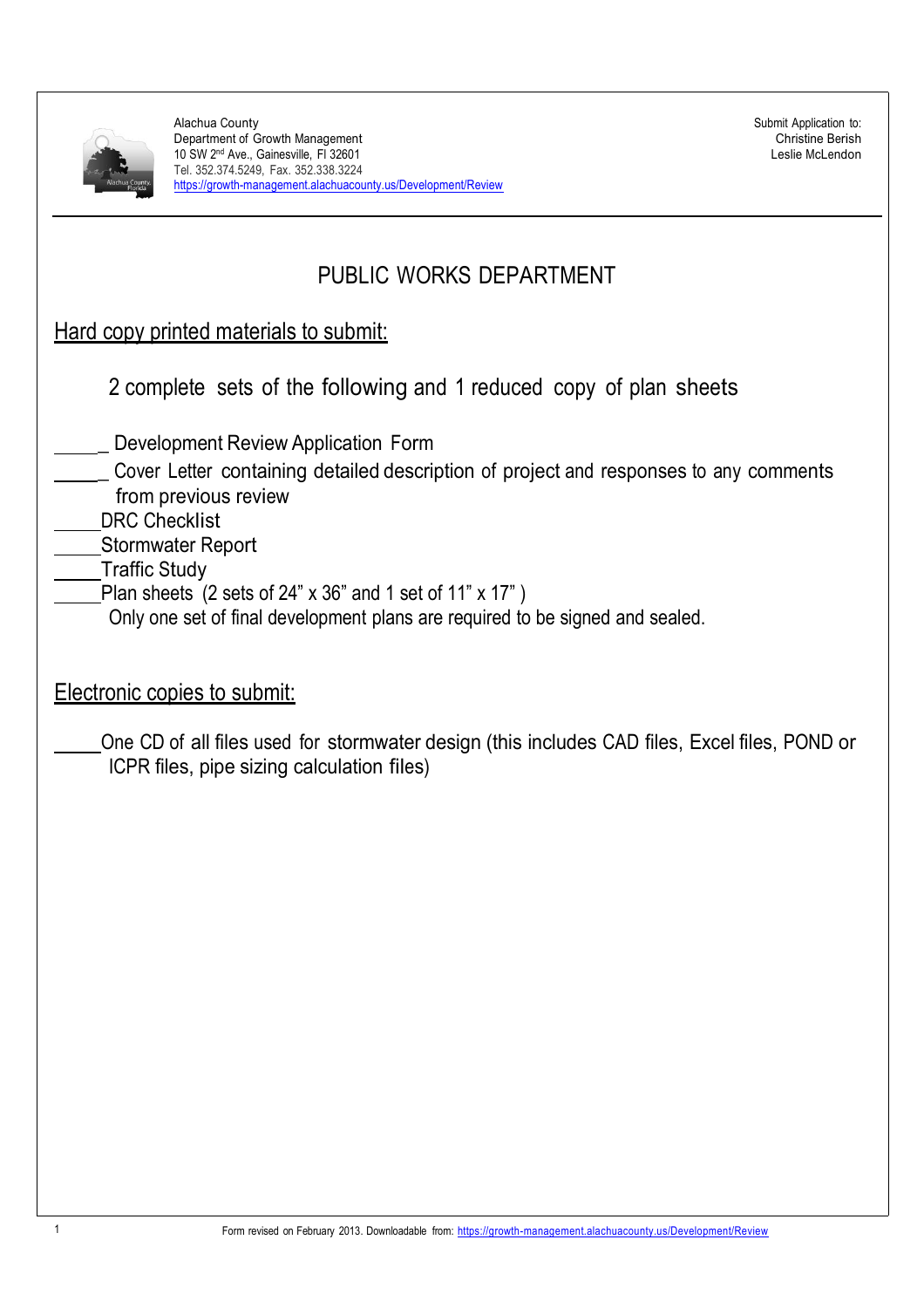Alachua County
Department of Growth Management
10 SW 2nd Ave., Gainesville, Fl 32601
Tel. 352.374.5249, Fax. 352.338.3224
https://growth-management.alachuacounty.us/Development/Review

Submit Application to:
Christine Berish
Leslie McLendon

# PUBLIC WORKS DEPARTMENT

## Hard copy printed materials to submit:

2 complete sets of the following and 1 reduced copy of plan sheets

______ Development Review Application Form
______ Cover Letter containing detailed description of project and responses to any comments from previous review
_____ DRC Checklist
_____ Stormwater Report
_____ Traffic Study
_____ Plan sheets (2 sets of 24" x 36" and 1 set of 11" x 17" )
Only one set of final development plans are required to be signed and sealed.

## Electronic copies to submit:

_____ One CD of all files used for stormwater design (this includes CAD files, Excel files, POND or ICPR files, pipe sizing calculation files)

Form revised on February 2013. Downloadable from: https://growth-management.alachuacounty.us/Development/Review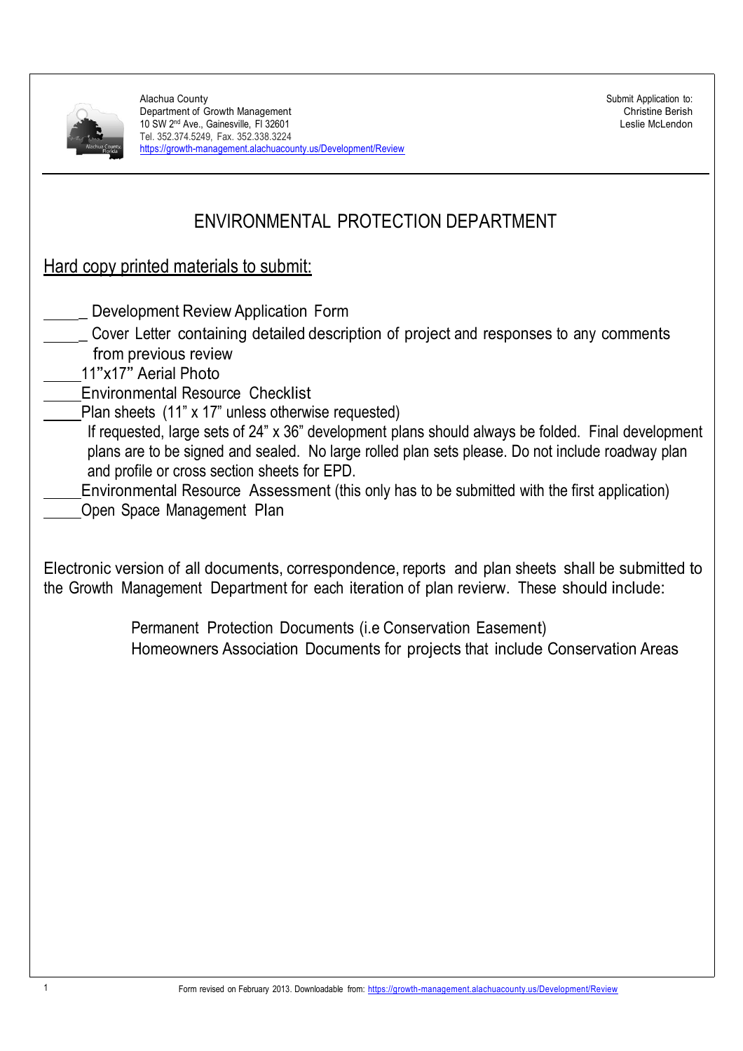Alachua County
Department of Growth Management
10 SW 2nd Ave., Gainesville, Fl 32601
Tel. 352.374.5249, Fax. 352.338.3224
https://growth-management.alachuacounty.us/Development/Review

Submit Application to:
Christine Berish
Leslie McLendon

# ENVIRONMENTAL PROTECTION DEPARTMENT

## Hard copy printed materials to submit:

_____ Development Review Application Form

_____ Cover Letter containing detailed description of project and responses to any comments from previous review

_____ 11"x17" Aerial Photo

_____ Environmental Resource Checklist

_____ Plan sheets (11" x 17" unless otherwise requested)
If requested, large sets of 24" x 36" development plans should always be folded. Final development plans are to be signed and sealed. No large rolled plan sets please. Do not include roadway plan and profile or cross section sheets for EPD.

_____ Environmental Resource Assessment (this only has to be submitted with the first application)

_____ Open Space Management Plan

Electronic version of all documents, correspondence, reports and plan sheets shall be submitted to the Growth Management Department for each iteration of plan revierw. These should include:

Permanent Protection Documents (i.e Conservation Easement)
Homeowners Association Documents for projects that include Conservation Areas

Form revised on February 2013. Downloadable from: https://growth-management.alachuacounty.us/Development/Review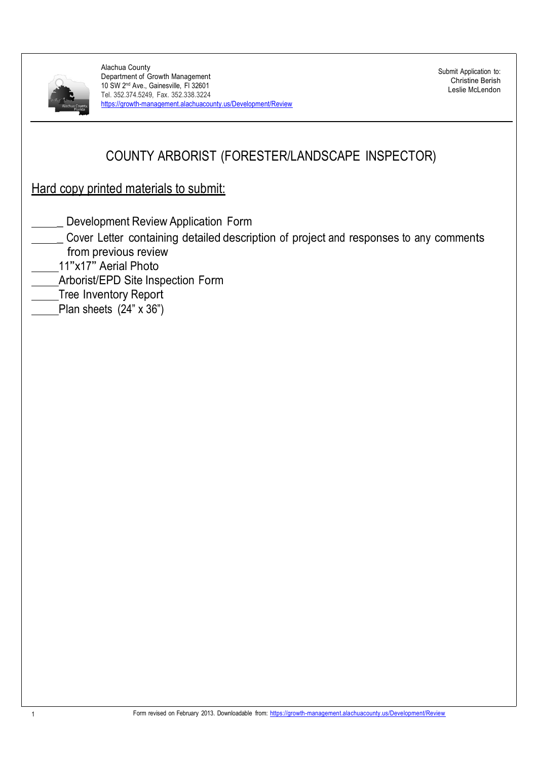Alachua County
Department of Growth Management
10 SW 2nd Ave., Gainesville, Fl 32601
Tel. 352.374.5249, Fax. 352.338.3224
https://growth-management.alachuacounty.us/Development/Review

Submit Application to:
Christine Berish
Leslie McLendon

# COUNTY ARBORIST (FORESTER/LANDSCAPE INSPECTOR)

## Hard copy printed materials to submit:

______ Development Review Application Form
______ Cover Letter containing detailed description of project and responses to any comments from previous review
_____ 11"x17" Aerial Photo
_____ Arborist/EPD Site Inspection Form
_____ Tree Inventory Report
_____ Plan sheets (24" x 36")

Form revised on February 2013. Downloadable from: https://growth-management.alachuacounty.us/Development/Review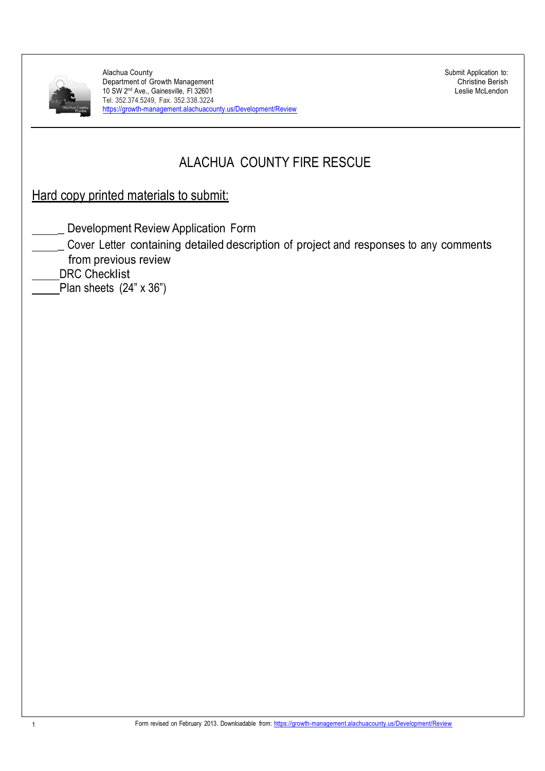Alachua County
Department of Growth Management
10 SW 2nd Ave., Gainesville, Fl 32601
Tel. 352.374.5249, Fax. 352.338.3224
https://growth-management.alachuacounty.us/Development/Review

Submit Application to:
Christine Berish
Leslie McLendon

# ALACHUA COUNTY FIRE RESCUE

## Hard copy printed materials to submit:

______ Development Review Application Form
______ Cover Letter containing detailed description of project and responses to any comments from previous review
_____DRC Checklist
_____Plan sheets (24" x 36")

Form revised on February 2013. Downloadable from: https://growth-management.alachuacounty.us/Development/Review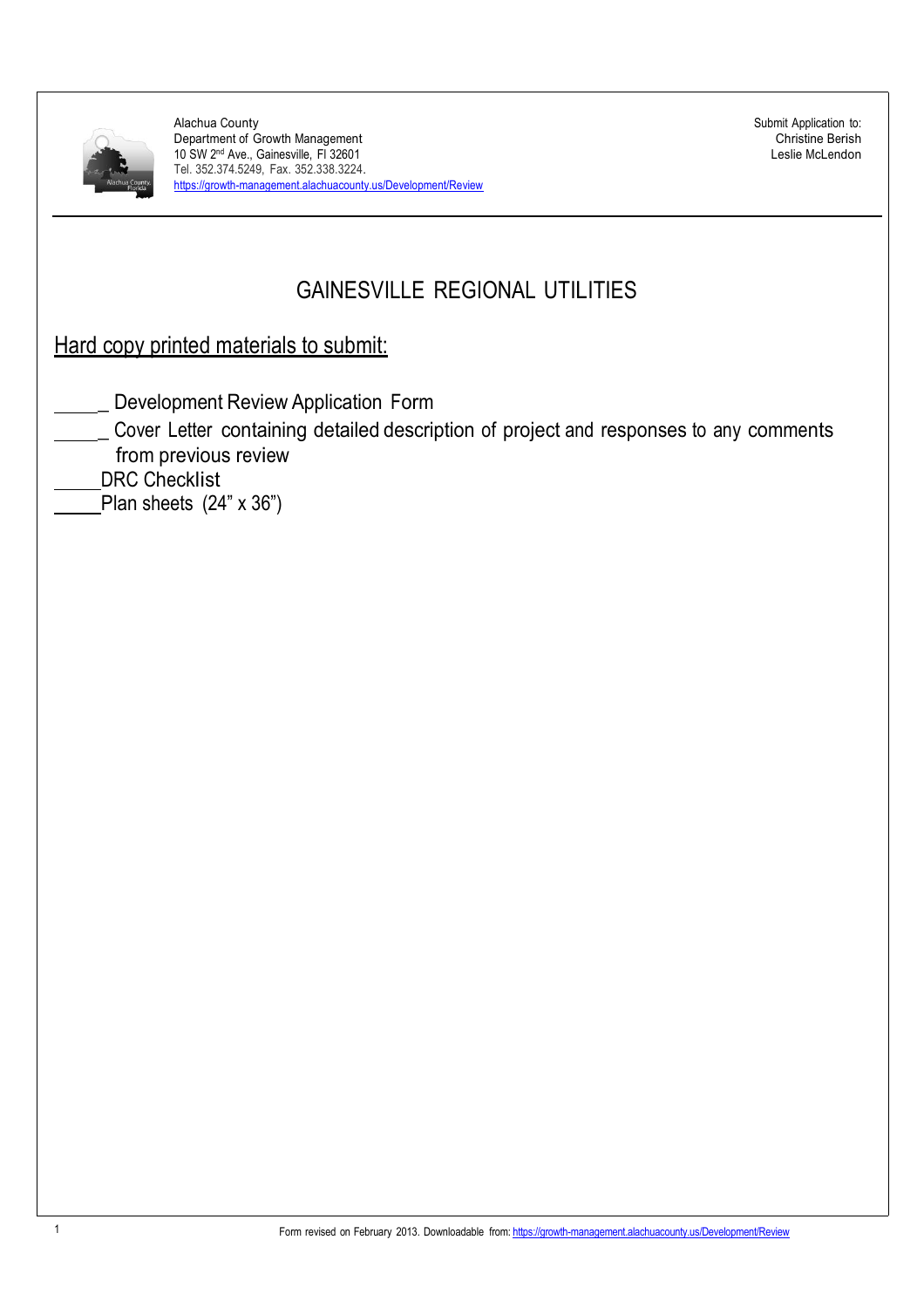Alachua County
Department of Growth Management
10 SW 2nd Ave., Gainesville, Fl 32601
Tel. 352.374.5249, Fax. 352.338.3224.
https://growth-management.alachuacounty.us/Development/Review

Submit Application to:
Christine Berish
Leslie McLendon

# GAINESVILLE REGIONAL UTILITIES

## Hard copy printed materials to submit:

______ Development Review Application Form

______ Cover Letter containing detailed description of project and responses to any comments from previous review

_____DRC Checklist

_____Plan sheets (24" x 36")

Form revised on February 2013. Downloadable from: https://growth-management.alachuacounty.us/Development/Review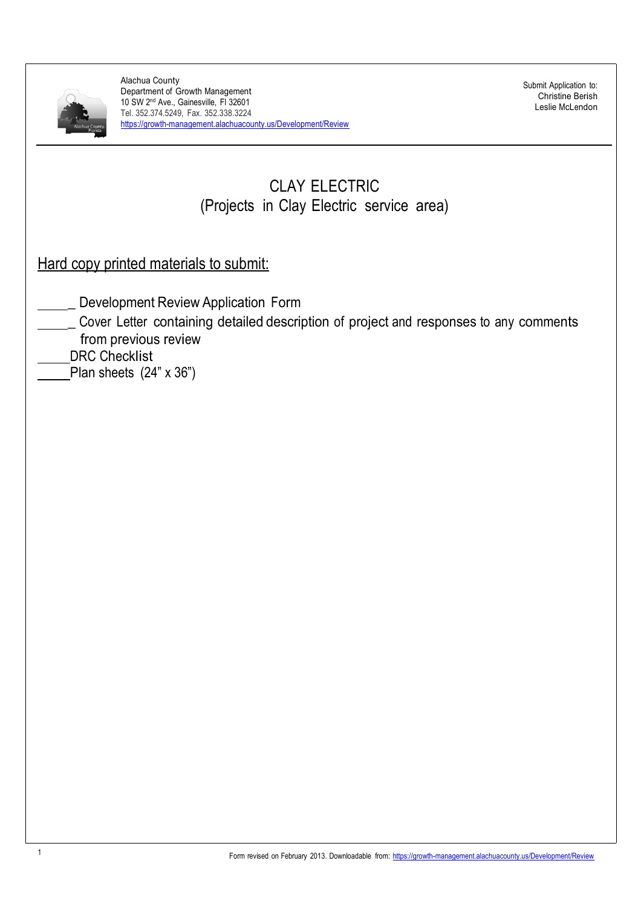Alachua County
Department of Growth Management
10 SW 2nd Ave., Gainesville, Fl 32601
Tel. 352.374.5249, Fax. 352.338.3224
https://growth-management.alachuacounty.us/Development/Review

Submit Application to:
Christine Berish
Leslie McLendon

# CLAY ELECTRIC
## (Projects in Clay Electric service area)

### Hard copy printed materials to submit:

______ Development Review Application Form
______ Cover Letter containing detailed description of project and responses to any comments from previous review
_____DRC Checklist
_____Plan sheets (24" x 36")

Form revised on February 2013. Downloadable from: https://growth-management.alachuacounty.us/Development/Review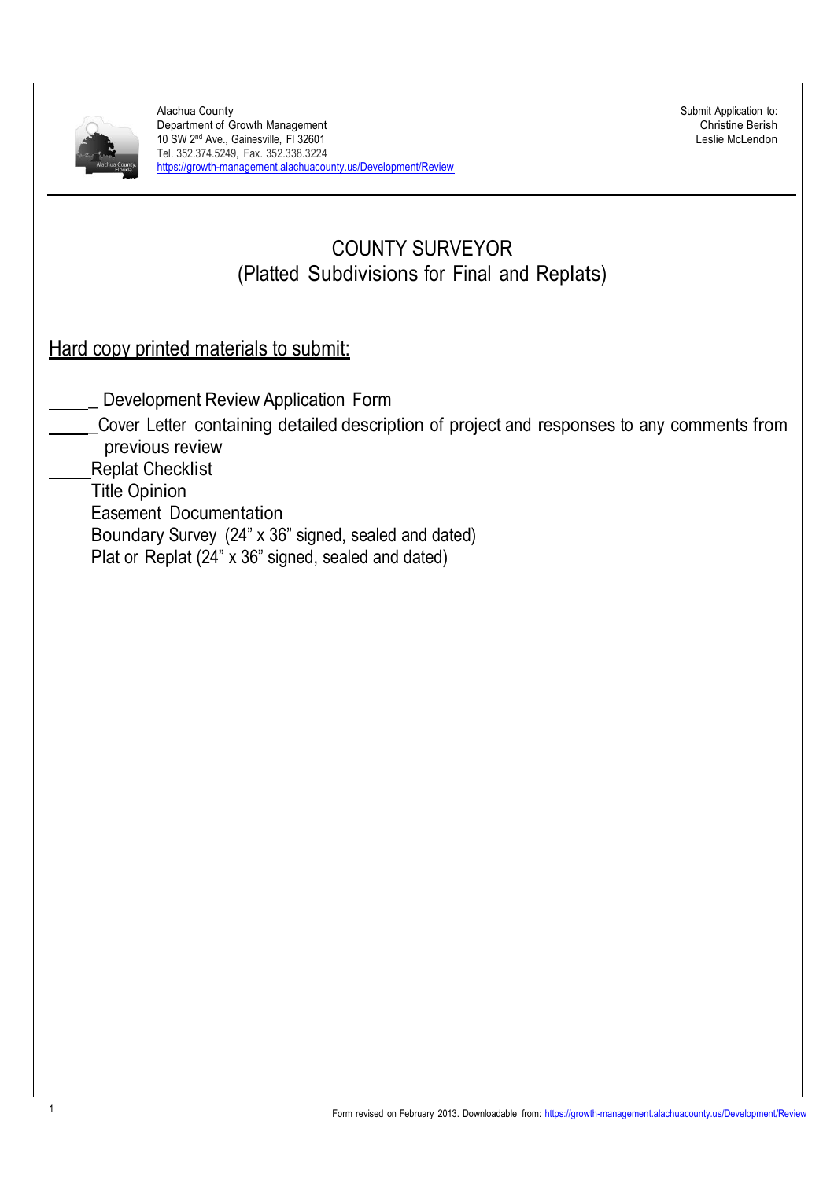Alachua County
Department of Growth Management
10 SW 2nd Ave., Gainesville, Fl 32601
Tel. 352.374.5249, Fax. 352.338.3224
https://growth-management.alachuacounty.us/Development/Review

Submit Application to:
Christine Berish
Leslie McLendon

# COUNTY SURVEYOR
## (Platted Subdivisions for Final and Replats)

## Hard copy printed materials to submit:

______ Development Review Application Form
______ Cover Letter containing detailed description of project and responses to any comments from previous review
_____ Replat Checklist
_____ Title Opinion
_____ Easement Documentation
_____ Boundary Survey (24" x 36" signed, sealed and dated)
_____ Plat or Replat (24" x 36" signed, sealed and dated)

Form revised on February 2013. Downloadable from: https://growth-management.alachuacounty.us/Development/Review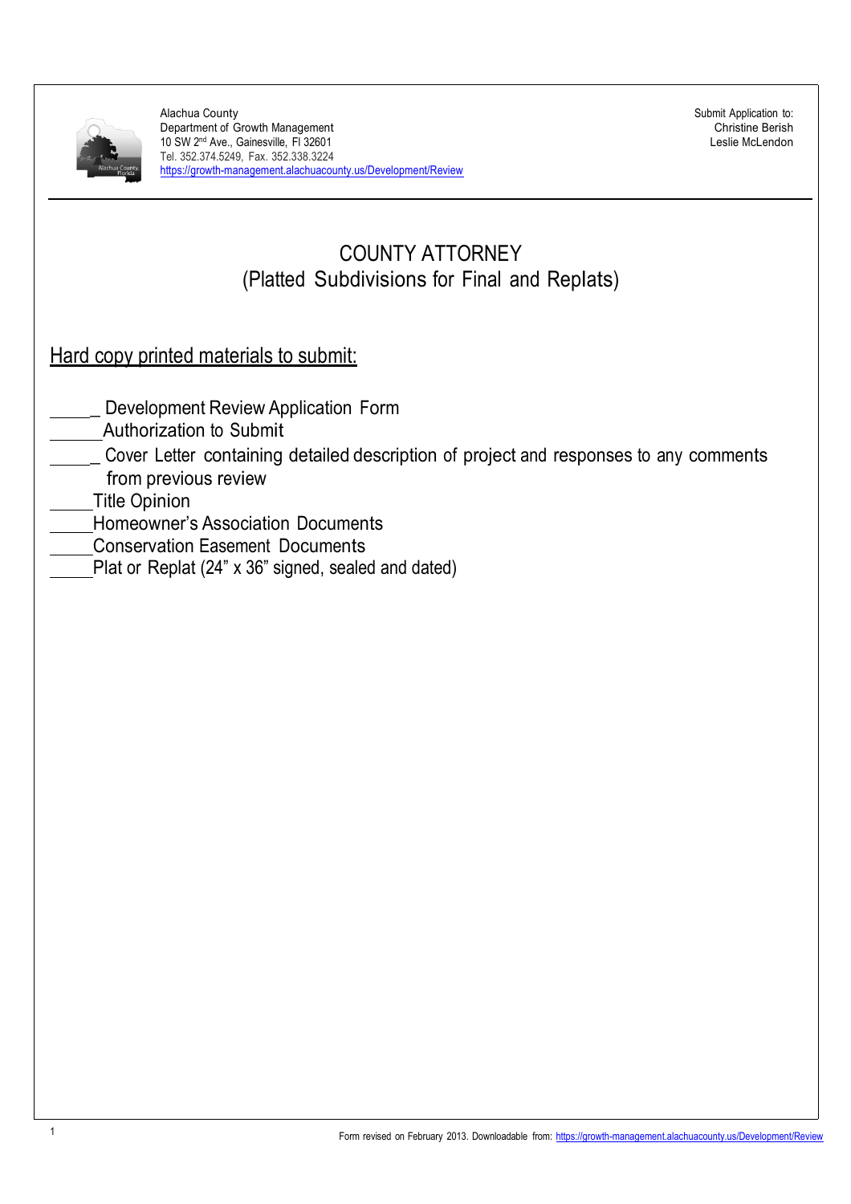Alachua County
Department of Growth Management
10 SW 2nd Ave., Gainesville, Fl 32601
Tel. 352.374.5249, Fax. 352.338.3224
https://growth-management.alachuacounty.us/Development/Review

Submit Application to:
Christine Berish
Leslie McLendon

# COUNTY ATTORNEY
## (Platted Subdivisions for Final and Replats)

## Hard copy printed materials to submit:

_____ Development Review Application Form
______Authorization to Submit
_____ Cover Letter containing detailed description of project and responses to any comments from previous review
_____Title Opinion
_____Homeowner's Association Documents
_____Conservation Easement Documents
_____Plat or Replat (24" x 36" signed, sealed and dated)

Form revised on February 2013. Downloadable from: https://growth-management.alachuacounty.us/Development/Review